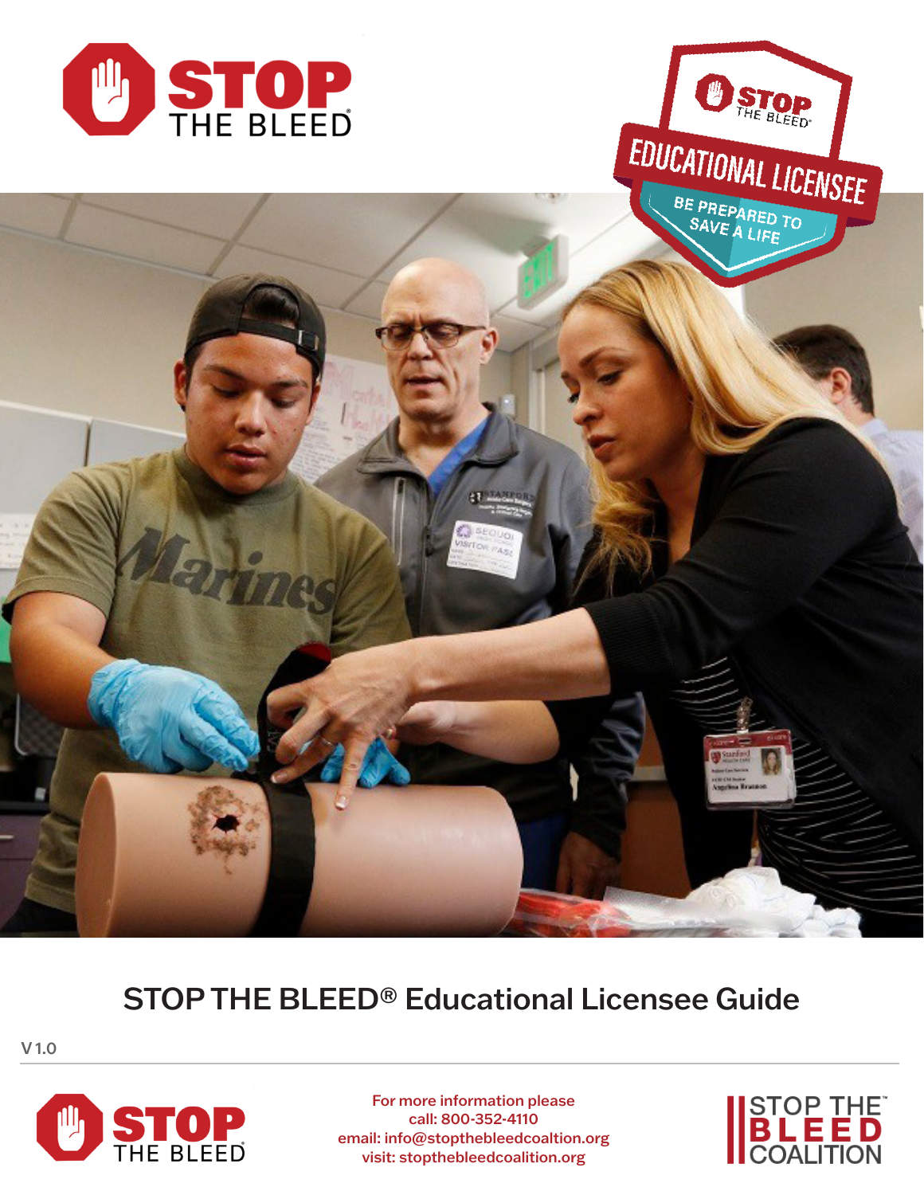# STOP THE BLEED® Educational Licensee Guide

V 1.0

For more information please
call: 800-352-4110
email: info@stopthebleedcoaltion.org
visit: stopthebleedcoalition.org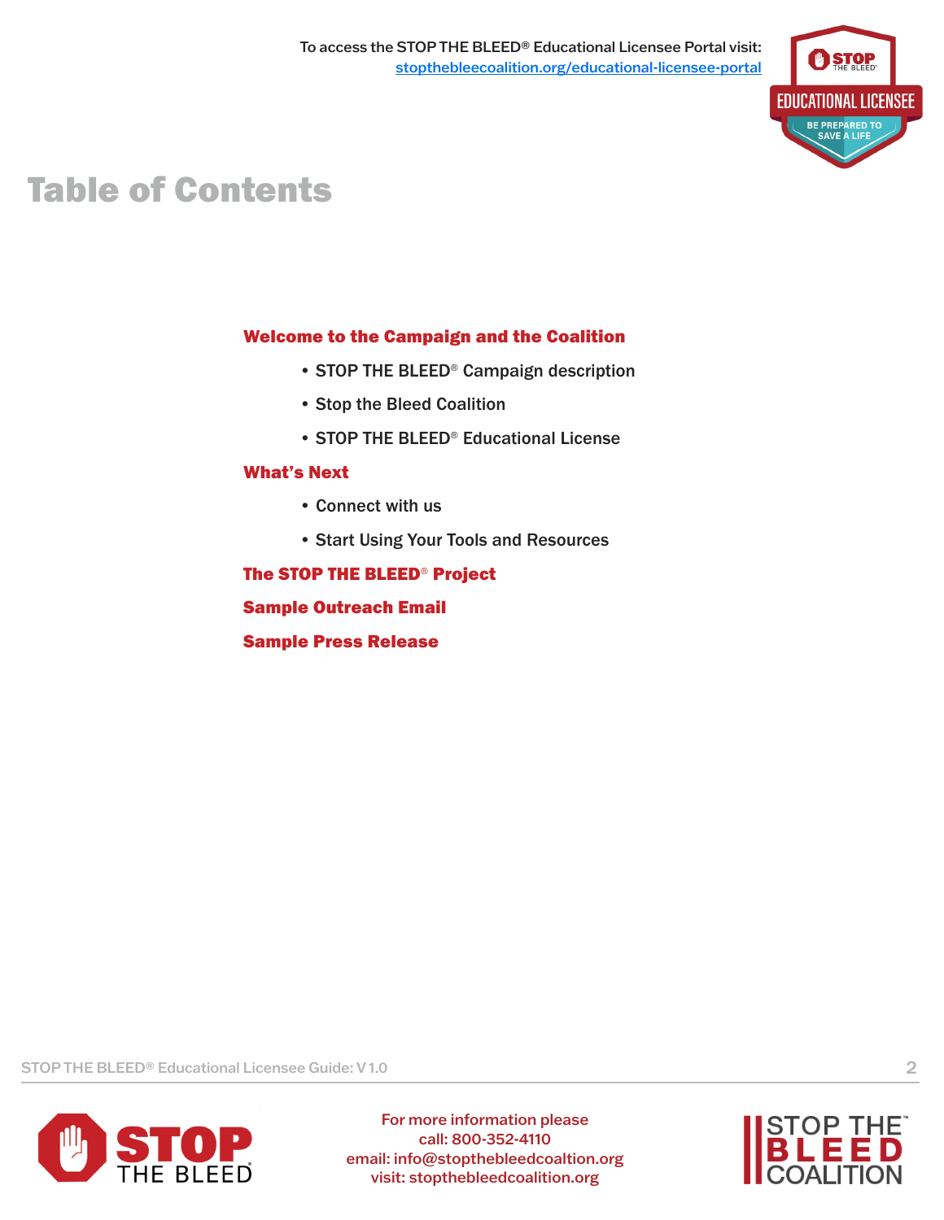To access the STOP THE BLEED® Educational Licensee Portal visit: stopthebleecoalition.org/educational-licensee-portal

# Table of Contents

**Welcome to the Campaign and the Coalition**

- STOP THE BLEED® Campaign description
- Stop the Bleed Coalition
- STOP THE BLEED® Educational License

**What's Next**

- Connect with us
- Start Using Your Tools and Resources

**The STOP THE BLEED® Project**

**Sample Outreach Email**

**Sample Press Release**

For more information please call: 800-352-4110
email: info@stopthebleedcoaltion.org
visit: stopthebleedcoalition.org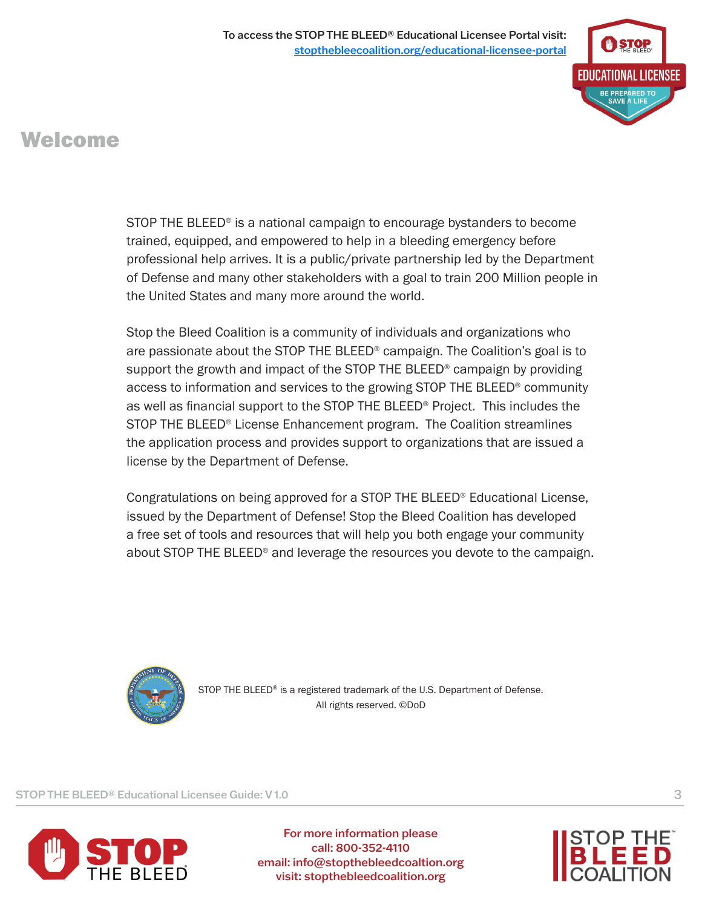To access the STOP THE BLEED® Educational Licensee Portal visit: stopthebleecoalition.org/educational-licensee-portal

# Welcome

STOP THE BLEED® is a national campaign to encourage bystanders to become trained, equipped, and empowered to help in a bleeding emergency before professional help arrives. It is a public/private partnership led by the Department of Defense and many other stakeholders with a goal to train 200 Million people in the United States and many more around the world.

Stop the Bleed Coalition is a community of individuals and organizations who are passionate about the STOP THE BLEED® campaign. The Coalition's goal is to support the growth and impact of the STOP THE BLEED® campaign by providing access to information and services to the growing STOP THE BLEED® community as well as financial support to the STOP THE BLEED® Project. This includes the STOP THE BLEED® License Enhancement program. The Coalition streamlines the application process and provides support to organizations that are issued a license by the Department of Defense.

Congratulations on being approved for a STOP THE BLEED® Educational License, issued by the Department of Defense! Stop the Bleed Coalition has developed a free set of tools and resources that will help you both engage your community about STOP THE BLEED® and leverage the resources you devote to the campaign.

STOP THE BLEED® is a registered trademark of the U.S. Department of Defense. All rights reserved. ©DoD

For more information please call: 800-352-4110
email: info@stopthebleedcoaltion.org
visit: stopthebleedcoalition.org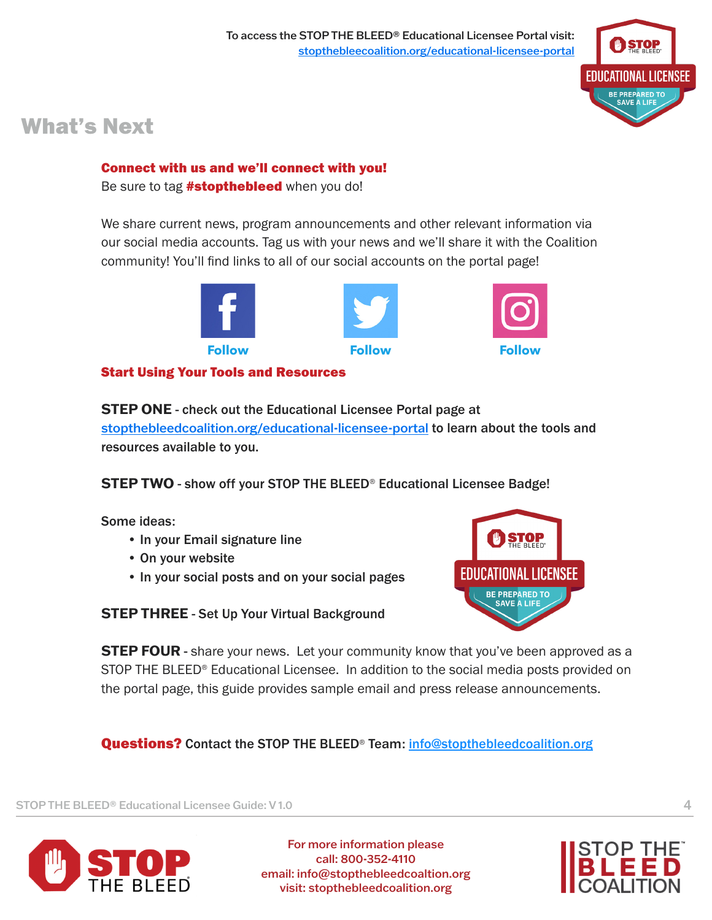To access the STOP THE BLEED® Educational Licensee Portal visit: stopthebleecoalition.org/educational-licensee-portal

# What's Next

**Connect with us and we'll connect with you!**
Be sure to tag **#stopthebleed** when you do!

We share current news, program announcements and other relevant information via our social media accounts. Tag us with your news and we'll share it with the Coalition community! You'll find links to all of our social accounts on the portal page!

Follow | Follow | Follow

**Start Using Your Tools and Resources**

**STEP ONE** - check out the Educational Licensee Portal page at stopthebleedcoalition.org/educational-licensee-portal to learn about the tools and resources available to you.

**STEP TWO** - show off your STOP THE BLEED® Educational Licensee Badge!

Some ideas:

- In your Email signature line
- On your website
- In your social posts and on your social pages

**STEP THREE** - Set Up Your Virtual Background

**STEP FOUR** - share your news. Let your community know that you've been approved as a STOP THE BLEED® Educational Licensee. In addition to the social media posts provided on the portal page, this guide provides sample email and press release announcements.

**Questions?** Contact the STOP THE BLEED® Team: info@stopthebleedcoalition.org

For more information please
call: 800-352-4110
email: info@stopthebleedcoaltion.org
visit: stopthebleedcoalition.org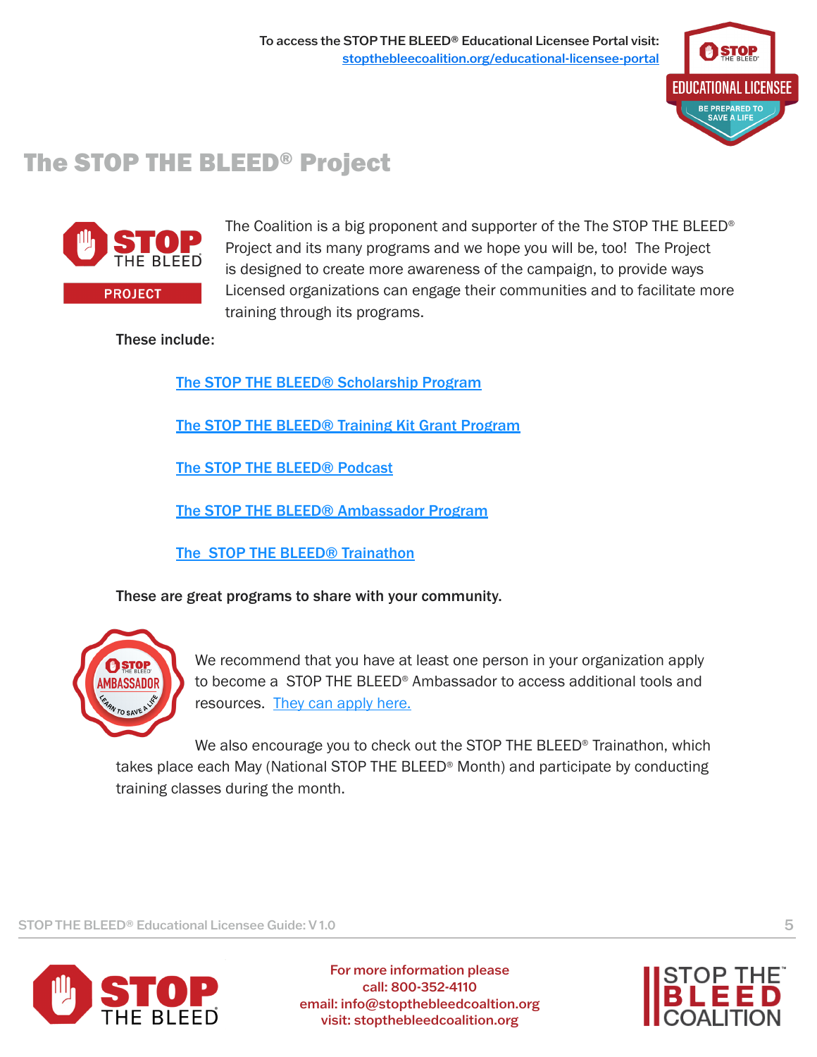To access the STOP THE BLEED® Educational Licensee Portal visit: [stopthebleecoalition.org/educational-licensee-portal](stopthebleecoalition.org/educational-licensee-portal)

# The STOP THE BLEED® Project

The Coalition is a big proponent and supporter of the The STOP THE BLEED® Project and its many programs and we hope you will be, too! The Project is designed to create more awareness of the campaign, to provide ways Licensed organizations can engage their communities and to facilitate more training through its programs.

**These include:**

- The STOP THE BLEED® Scholarship Program
- The STOP THE BLEED® Training Kit Grant Program
- The STOP THE BLEED® Podcast
- The STOP THE BLEED® Ambassador Program
- The STOP THE BLEED® Trainathon

**These are great programs to share with your community.**

We recommend that you have at least one person in your organization apply to become a STOP THE BLEED® Ambassador to access additional tools and resources. They can apply here.

We also encourage you to check out the STOP THE BLEED® Trainathon, which takes place each May (National STOP THE BLEED® Month) and participate by conducting training classes during the month.

For more information please call: 800-352-4110
email: info@stopthebleedcoaltion.org
visit: stopthebleedcoalition.org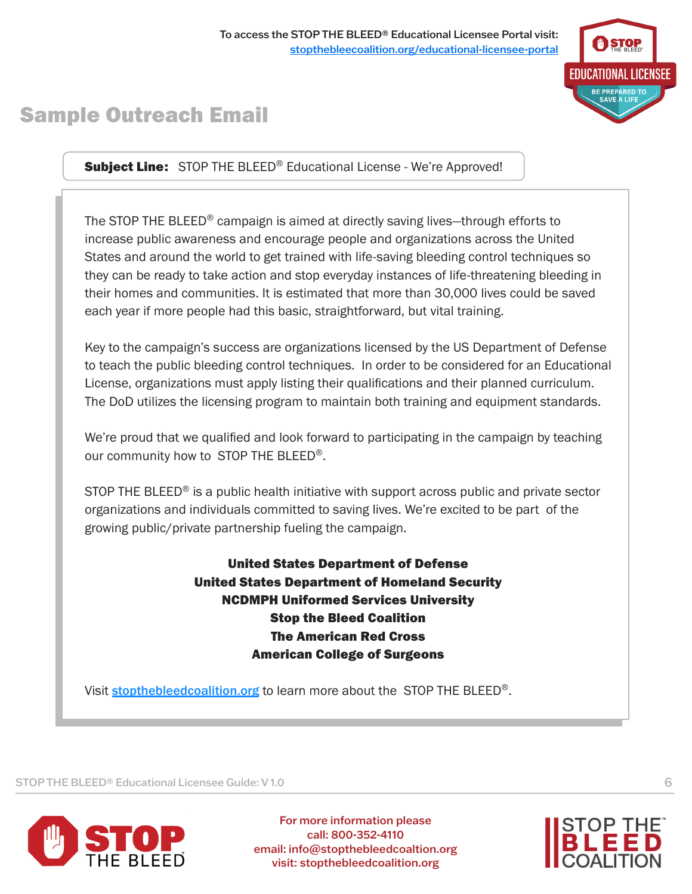To access the STOP THE BLEED® Educational Licensee Portal visit: stopthebleecoalition.org/educational-licensee-portal

# Sample Outreach Email

**Subject Line:** STOP THE BLEED® Educational License - We're Approved!

The STOP THE BLEED® campaign is aimed at directly saving lives—through efforts to increase public awareness and encourage people and organizations across the United States and around the world to get trained with life-saving bleeding control techniques so they can be ready to take action and stop everyday instances of life-threatening bleeding in their homes and communities. It is estimated that more than 30,000 lives could be saved each year if more people had this basic, straightforward, but vital training.

Key to the campaign's success are organizations licensed by the US Department of Defense to teach the public bleeding control techniques. In order to be considered for an Educational License, organizations must apply listing their qualifications and their planned curriculum. The DoD utilizes the licensing program to maintain both training and equipment standards.

We're proud that we qualified and look forward to participating in the campaign by teaching our community how to STOP THE BLEED®.

STOP THE BLEED® is a public health initiative with support across public and private sector organizations and individuals committed to saving lives. We're excited to be part of the growing public/private partnership fueling the campaign.

**United States Department of Defense**
**United States Department of Homeland Security**
**NCDMPH Uniformed Services University**
**Stop the Bleed Coalition**
**The American Red Cross**
**American College of Surgeons**

Visit stopthebleedcoalition.org to learn more about the STOP THE BLEED®.

For more information please
call: 800-352-4110
email: info@stopthebleedcoaltion.org
visit: stopthebleedcoalition.org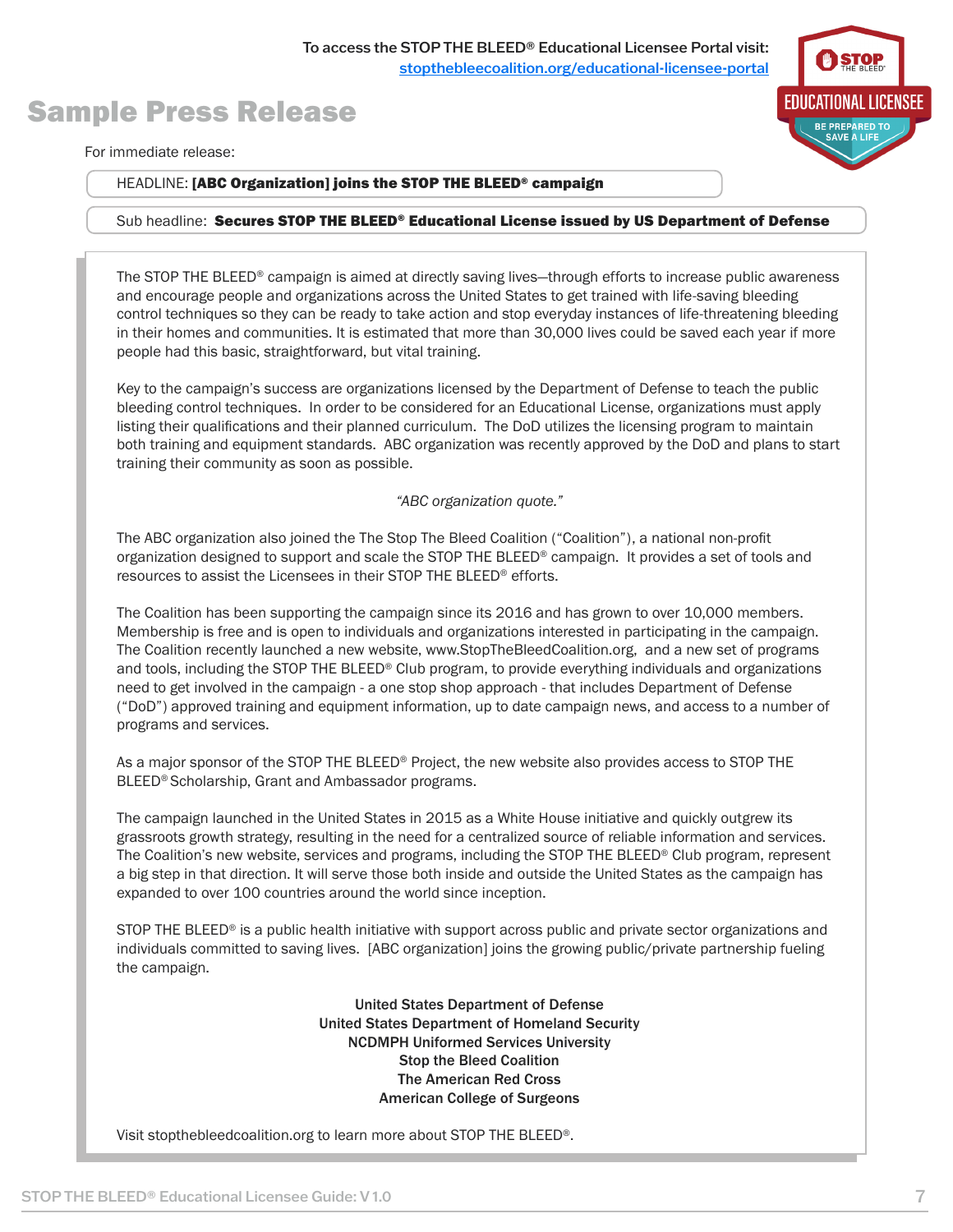To access the STOP THE BLEED® Educational Licensee Portal visit:
stopthebleecoalition.org/educational-licensee-portal

# Sample Press Release

For immediate release:

HEADLINE: **[ABC Organization] joins the STOP THE BLEED® campaign**

Sub headline: **Secures STOP THE BLEED® Educational License issued by US Department of Defense**

The STOP THE BLEED® campaign is aimed at directly saving lives—through efforts to increase public awareness and encourage people and organizations across the United States to get trained with life-saving bleeding control techniques so they can be ready to take action and stop everyday instances of life-threatening bleeding in their homes and communities. It is estimated that more than 30,000 lives could be saved each year if more people had this basic, straightforward, but vital training.

Key to the campaign's success are organizations licensed by the Department of Defense to teach the public bleeding control techniques. In order to be considered for an Educational License, organizations must apply listing their qualifications and their planned curriculum. The DoD utilizes the licensing program to maintain both training and equipment standards. ABC organization was recently approved by the DoD and plans to start training their community as soon as possible.

*"ABC organization quote."*

The ABC organization also joined the The Stop The Bleed Coalition ("Coalition"), a national non-profit organization designed to support and scale the STOP THE BLEED® campaign. It provides a set of tools and resources to assist the Licensees in their STOP THE BLEED® efforts.

The Coalition has been supporting the campaign since its 2016 and has grown to over 10,000 members. Membership is free and is open to individuals and organizations interested in participating in the campaign. The Coalition recently launched a new website, www.StopTheBleedCoalition.org, and a new set of programs and tools, including the STOP THE BLEED® Club program, to provide everything individuals and organizations need to get involved in the campaign - a one stop shop approach - that includes Department of Defense ("DoD") approved training and equipment information, up to date campaign news, and access to a number of programs and services.

As a major sponsor of the STOP THE BLEED® Project, the new website also provides access to STOP THE BLEED® Scholarship, Grant and Ambassador programs.

The campaign launched in the United States in 2015 as a White House initiative and quickly outgrew its grassroots growth strategy, resulting in the need for a centralized source of reliable information and services. The Coalition's new website, services and programs, including the STOP THE BLEED® Club program, represent a big step in that direction. It will serve those both inside and outside the United States as the campaign has expanded to over 100 countries around the world since inception.

STOP THE BLEED® is a public health initiative with support across public and private sector organizations and individuals committed to saving lives. [ABC organization] joins the growing public/private partnership fueling the campaign.

United States Department of Defense
United States Department of Homeland Security
NCDMPH Uniformed Services University
Stop the Bleed Coalition
The American Red Cross
American College of Surgeons

Visit stopthebleedcoalition.org to learn more about STOP THE BLEED®.